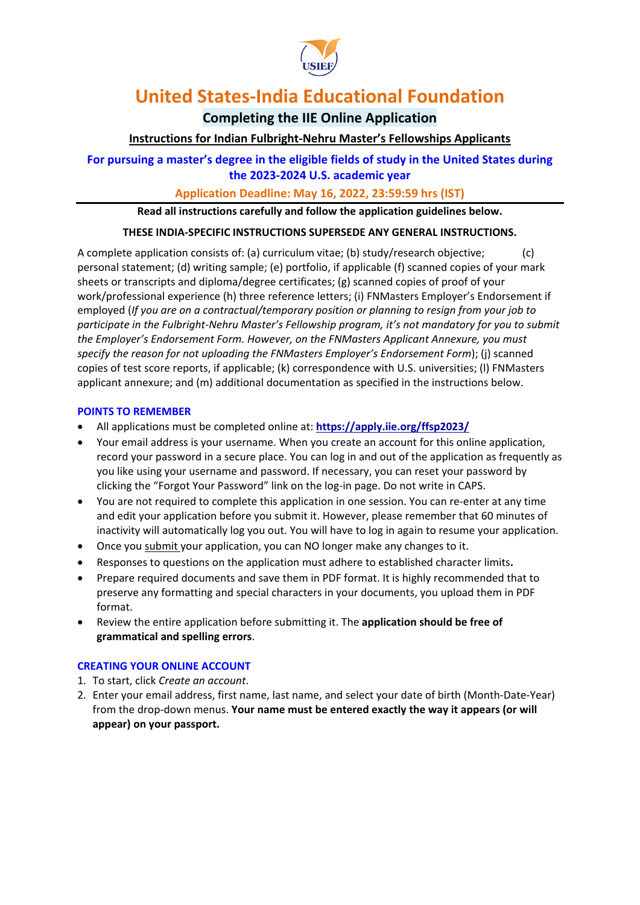# United States-India Educational Foundation

## Completing the IIE Online Application

**Instructions for Indian Fulbright-Nehru Master's Fellowships Applicants**

**For pursuing a master's degree in the eligible fields of study in the United States during the 2023-2024 U.S. academic year**

**Application Deadline: May 16, 2022, 23:59:59 hrs (IST)**

---

**Read all instructions carefully and follow the application guidelines below.**

**THESE INDIA-SPECIFIC INSTRUCTIONS SUPERSEDE ANY GENERAL INSTRUCTIONS.**

A complete application consists of: (a) curriculum vitae; (b) study/research objective; (c) personal statement; (d) writing sample; (e) portfolio, if applicable (f) scanned copies of your mark sheets or transcripts and diploma/degree certificates; (g) scanned copies of proof of your work/professional experience (h) three reference letters; (i) FNMasters Employer's Endorsement if employed (*If you are on a contractual/temporary position or planning to resign from your job to participate in the Fulbright-Nehru Master's Fellowship program, it's not mandatory for you to submit the Employer's Endorsement Form. However, on the FNMasters Applicant Annexure, you must specify the reason for not uploading the FNMasters Employer's Endorsement Form*); (j) scanned copies of test score reports, if applicable; (k) correspondence with U.S. universities; (l) FNMasters applicant annexure; and (m) additional documentation as specified in the instructions below.

### POINTS TO REMEMBER

- All applications must be completed online at: **https://apply.iie.org/ffsp2023/**
- Your email address is your username. When you create an account for this online application, record your password in a secure place. You can log in and out of the application as frequently as you like using your username and password. If necessary, you can reset your password by clicking the "Forgot Your Password" link on the log-in page. Do not write in CAPS.
- You are not required to complete this application in one session. You can re-enter at any time and edit your application before you submit it. However, please remember that 60 minutes of inactivity will automatically log you out. You will have to log in again to resume your application.
- Once you submit your application, you can NO longer make any changes to it.
- Responses to questions on the application must adhere to established character limits**.**
- Prepare required documents and save them in PDF format. It is highly recommended that to preserve any formatting and special characters in your documents, you upload them in PDF format.
- Review the entire application before submitting it. The **application should be free of grammatical and spelling errors**.

### CREATING YOUR ONLINE ACCOUNT

1. To start, click *Create an account*.
2. Enter your email address, first name, last name, and select your date of birth (Month-Date-Year) from the drop-down menus. **Your name must be entered exactly the way it appears (or will appear) on your passport.**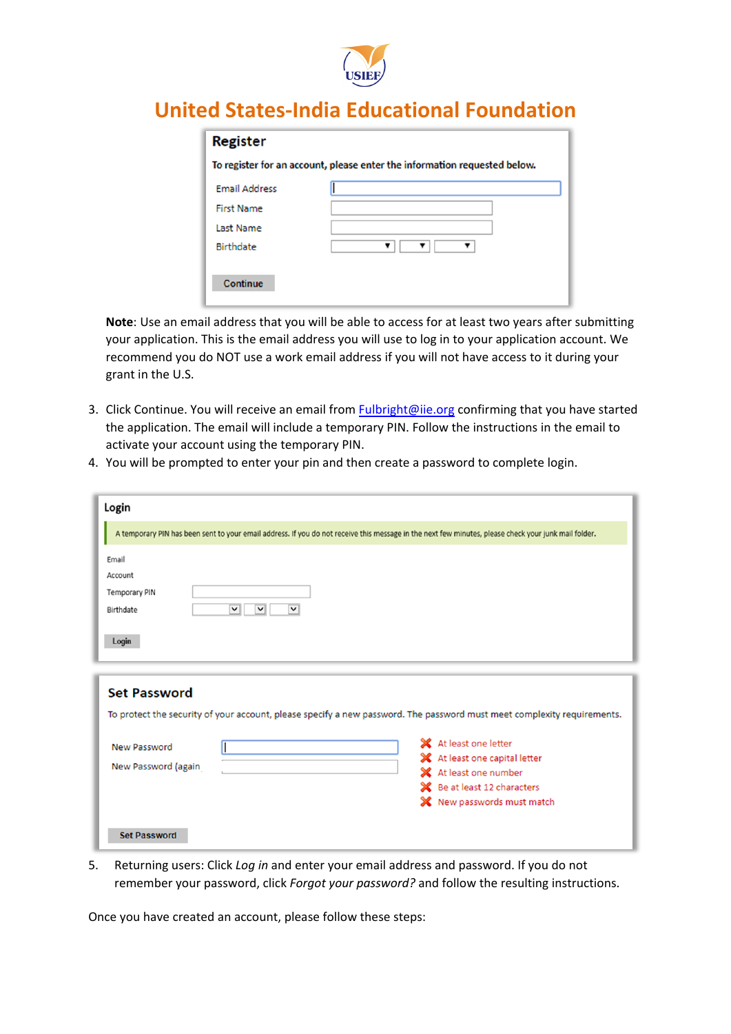# United States-India Educational Foundation

**Register**

To register for an account, please enter the information requested below.

Email Address

First Name

Last Name

Birthdate

Continue

**Note**: Use an email address that you will be able to access for at least two years after submitting your application. This is the email address you will use to log in to your application account. We recommend you do NOT use a work email address if you will not have access to it during your grant in the U.S.

3. Click Continue. You will receive an email from Fulbright@iie.org confirming that you have started the application. The email will include a temporary PIN. Follow the instructions in the email to activate your account using the temporary PIN.
4. You will be prompted to enter your pin and then create a password to complete login.

**Login**

A temporary PIN has been sent to your email address. If you do not receive this message in the next few minutes, please check your junk mail folder.

Email

Account

Temporary PIN

Birthdate

Login

**Set Password**

To protect the security of your account, please specify a new password. The password must meet complexity requirements.

New Password

New Password (again

- At least one letter
- At least one capital letter
- At least one number
- Be at least 12 characters
- New passwords must match

Set Password

5. Returning users: Click *Log in* and enter your email address and password. If you do not remember your password, click *Forgot your password?* and follow the resulting instructions.

Once you have created an account, please follow these steps: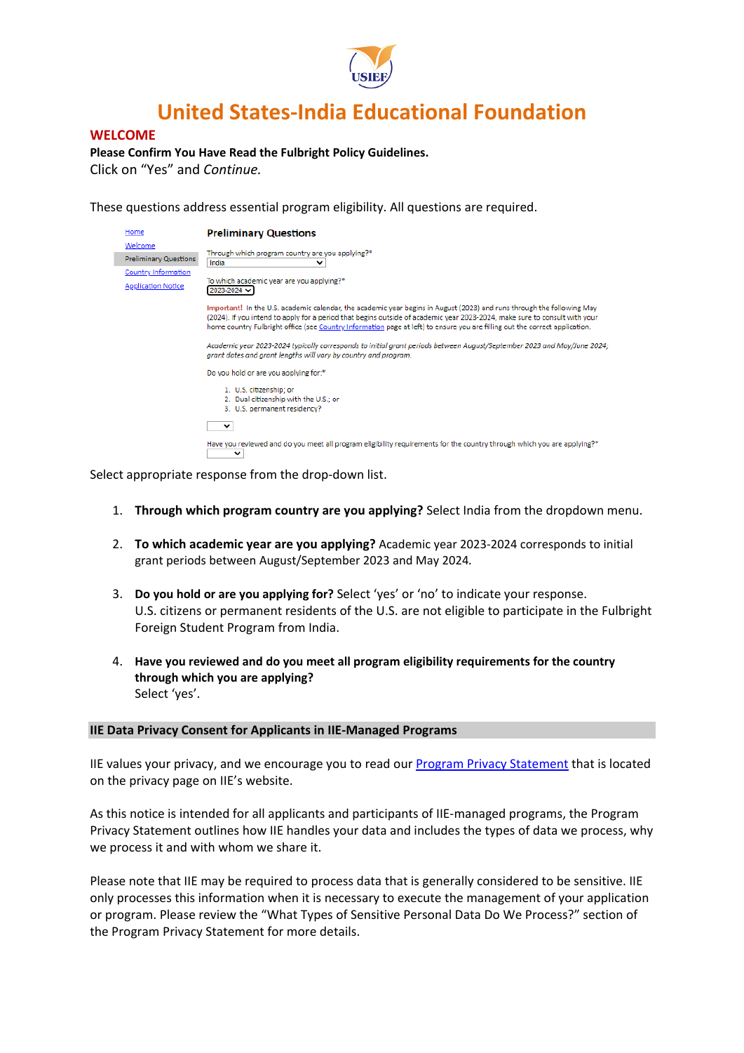# United States-India Educational Foundation

## WELCOME

**Please Confirm You Have Read the Fulbright Policy Guidelines.**
Click on "Yes" and *Continue.*

These questions address essential program eligibility. All questions are required.

**Preliminary Questions**

Through which program country are you applying?*
India

To which academic year are you applying?*
2023-2024

Important! In the U.S. academic calendar, the academic year begins in August (2023) and runs through the following May (2024). If you intend to apply for a period that begins outside of academic year 2023-2024, make sure to consult with your home country Fulbright office (see Country Information page at left) to ensure you are filling out the correct application.

*Academic year 2023-2024 typically corresponds to initial grant periods between August/September 2023 and May/June 2024, grant dates and grant lengths will vary by country and program.*

Do you hold or are you applying for:*

1. U.S. citizenship; or
2. Dual citizenship with the U.S.; or
3. U.S. permanent residency?

Have you reviewed and do you meet all program eligibility requirements for the country through which you are applying?*

Select appropriate response from the drop-down list.

1. **Through which program country are you applying?** Select India from the dropdown menu.
2. **To which academic year are you applying?** Academic year 2023-2024 corresponds to initial grant periods between August/September 2023 and May 2024.
3. **Do you hold or are you applying for?** Select 'yes' or 'no' to indicate your response. U.S. citizens or permanent residents of the U.S. are not eligible to participate in the Fulbright Foreign Student Program from India.
4. **Have you reviewed and do you meet all program eligibility requirements for the country through which you are applying?**
   Select 'yes'.

### IIE Data Privacy Consent for Applicants in IIE-Managed Programs

IIE values your privacy, and we encourage you to read our Program Privacy Statement that is located on the privacy page on IIE's website.

As this notice is intended for all applicants and participants of IIE-managed programs, the Program Privacy Statement outlines how IIE handles your data and includes the types of data we process, why we process it and with whom we share it.

Please note that IIE may be required to process data that is generally considered to be sensitive. IIE only processes this information when it is necessary to execute the management of your application or program. Please review the "What Types of Sensitive Personal Data Do We Process?" section of the Program Privacy Statement for more details.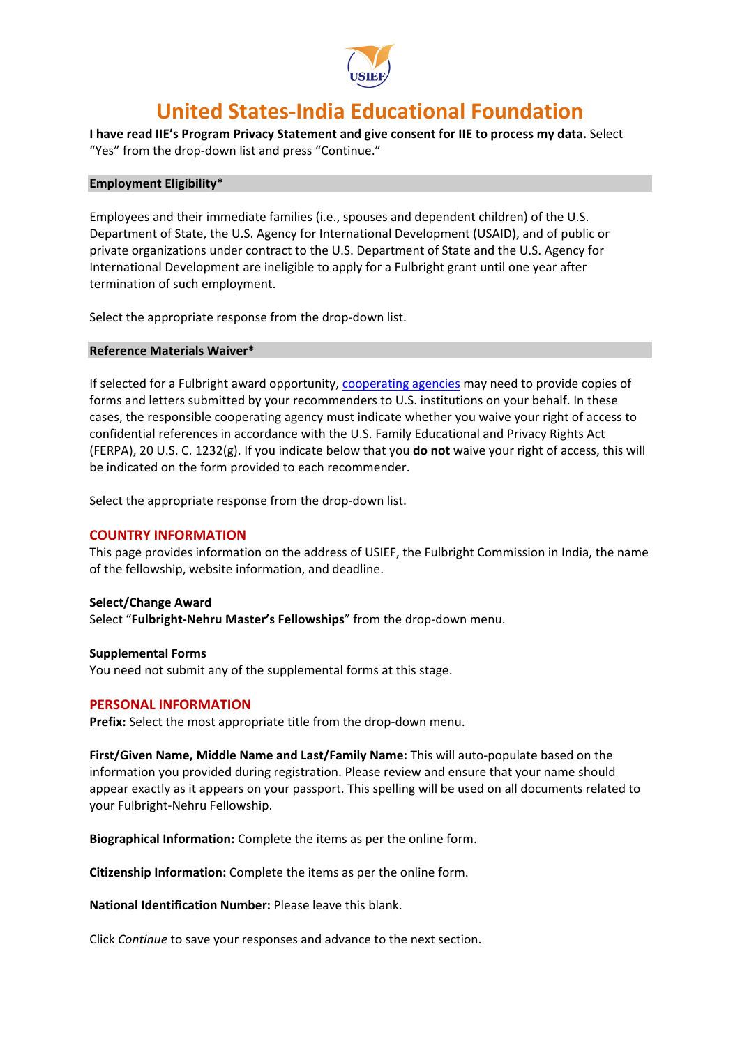# United States-India Educational Foundation

**I have read IIE's Program Privacy Statement and give consent for IIE to process my data.** Select "Yes" from the drop-down list and press "Continue."

**Employment Eligibility***

Employees and their immediate families (i.e., spouses and dependent children) of the U.S. Department of State, the U.S. Agency for International Development (USAID), and of public or private organizations under contract to the U.S. Department of State and the U.S. Agency for International Development are ineligible to apply for a Fulbright grant until one year after termination of such employment.

Select the appropriate response from the drop-down list.

**Reference Materials Waiver***

If selected for a Fulbright award opportunity, cooperating agencies may need to provide copies of forms and letters submitted by your recommenders to U.S. institutions on your behalf. In these cases, the responsible cooperating agency must indicate whether you waive your right of access to confidential references in accordance with the U.S. Family Educational and Privacy Rights Act (FERPA), 20 U.S. C. 1232(g). If you indicate below that you **do not** waive your right of access, this will be indicated on the form provided to each recommender.

Select the appropriate response from the drop-down list.

## COUNTRY INFORMATION

This page provides information on the address of USIEF, the Fulbright Commission in India, the name of the fellowship, website information, and deadline.

**Select/Change Award**
Select "**Fulbright-Nehru Master's Fellowships**" from the drop-down menu.

**Supplemental Forms**
You need not submit any of the supplemental forms at this stage.

## PERSONAL INFORMATION

**Prefix:** Select the most appropriate title from the drop-down menu.

**First/Given Name, Middle Name and Last/Family Name:** This will auto-populate based on the information you provided during registration. Please review and ensure that your name should appear exactly as it appears on your passport. This spelling will be used on all documents related to your Fulbright-Nehru Fellowship.

**Biographical Information:** Complete the items as per the online form.

**Citizenship Information:** Complete the items as per the online form.

**National Identification Number:** Please leave this blank.

Click *Continue* to save your responses and advance to the next section.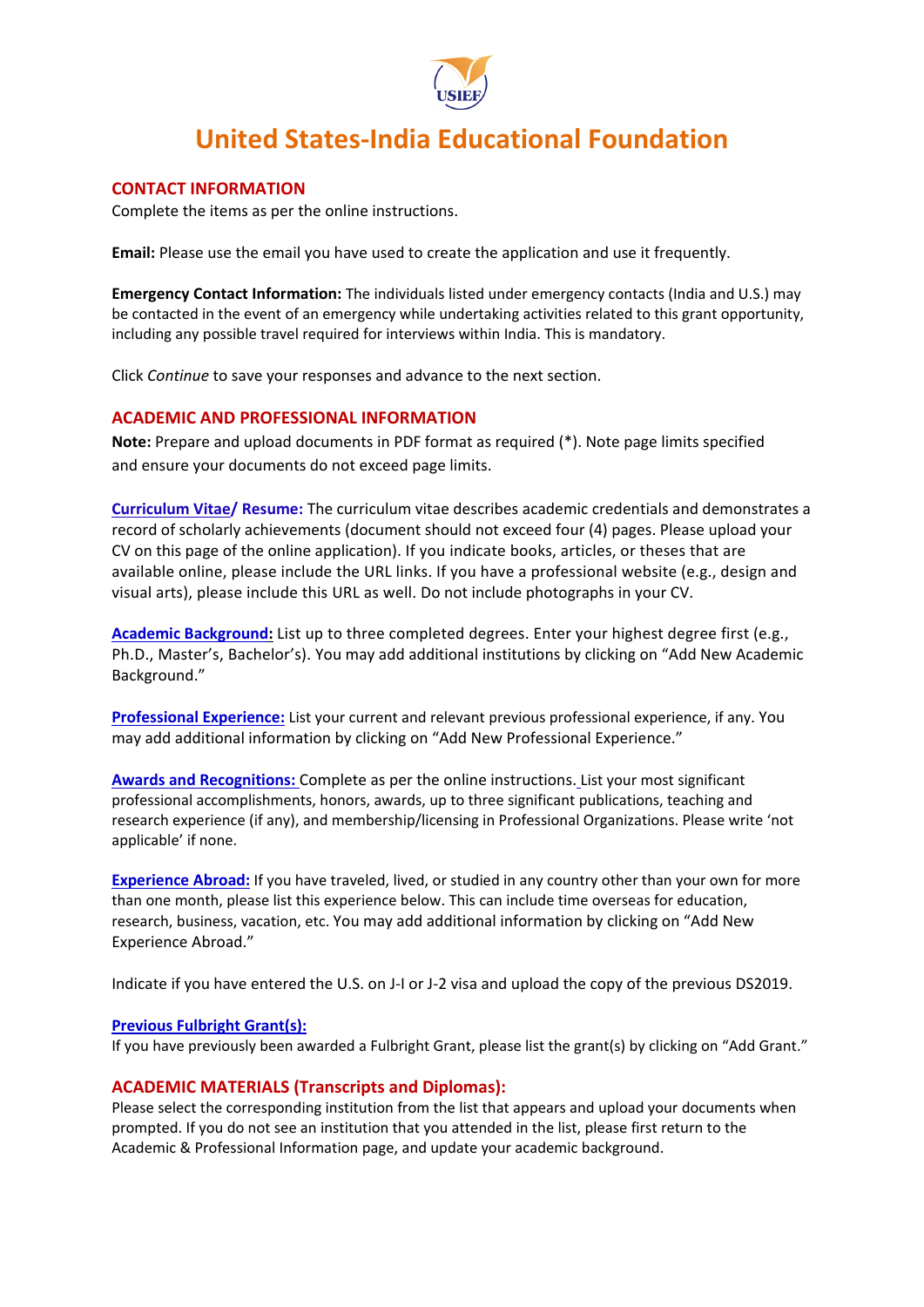# United States-India Educational Foundation

## CONTACT INFORMATION

Complete the items as per the online instructions.

**Email:** Please use the email you have used to create the application and use it frequently.

**Emergency Contact Information:** The individuals listed under emergency contacts (India and U.S.) may be contacted in the event of an emergency while undertaking activities related to this grant opportunity, including any possible travel required for interviews within India. This is mandatory.

Click *Continue* to save your responses and advance to the next section.

## ACADEMIC AND PROFESSIONAL INFORMATION

**Note:** Prepare and upload documents in PDF format as required (*). Note page limits specified and ensure your documents do not exceed page limits.

**Curriculum Vitae/ Resume:** The curriculum vitae describes academic credentials and demonstrates a record of scholarly achievements (document should not exceed four (4) pages. Please upload your CV on this page of the online application). If you indicate books, articles, or theses that are available online, please include the URL links. If you have a professional website (e.g., design and visual arts), please include this URL as well. Do not include photographs in your CV.

**Academic Background:** List up to three completed degrees. Enter your highest degree first (e.g., Ph.D., Master's, Bachelor's). You may add additional institutions by clicking on "Add New Academic Background."

**Professional Experience:** List your current and relevant previous professional experience, if any. You may add additional information by clicking on "Add New Professional Experience."

**Awards and Recognitions:** Complete as per the online instructions. List your most significant professional accomplishments, honors, awards, up to three significant publications, teaching and research experience (if any), and membership/licensing in Professional Organizations. Please write 'not applicable' if none.

**Experience Abroad:** If you have traveled, lived, or studied in any country other than your own for more than one month, please list this experience below. This can include time overseas for education, research, business, vacation, etc. You may add additional information by clicking on "Add New Experience Abroad."

Indicate if you have entered the U.S. on J-I or J-2 visa and upload the copy of the previous DS2019.

**Previous Fulbright Grant(s):**
If you have previously been awarded a Fulbright Grant, please list the grant(s) by clicking on "Add Grant."

## ACADEMIC MATERIALS (Transcripts and Diplomas):

Please select the corresponding institution from the list that appears and upload your documents when prompted. If you do not see an institution that you attended in the list, please first return to the Academic & Professional Information page, and update your academic background.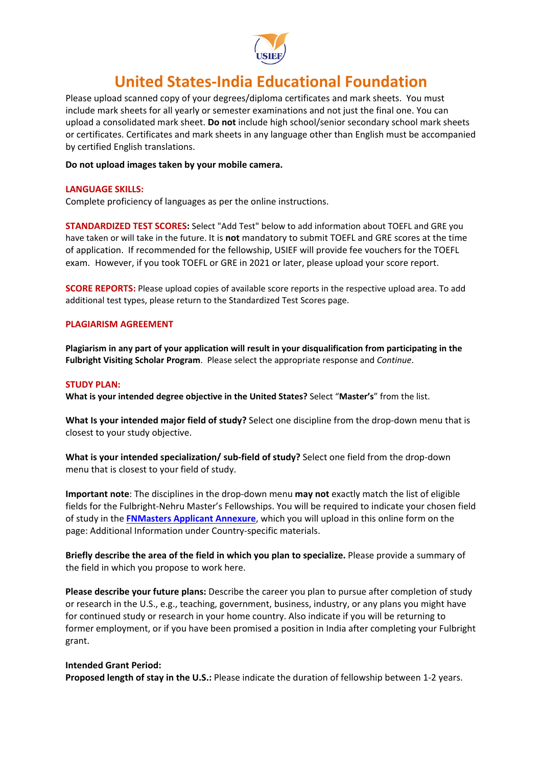# United States-India Educational Foundation

Please upload scanned copy of your degrees/diploma certificates and mark sheets. You must include mark sheets for all yearly or semester examinations and not just the final one. You can upload a consolidated mark sheet. **Do not** include high school/senior secondary school mark sheets or certificates. Certificates and mark sheets in any language other than English must be accompanied by certified English translations.

**Do not upload images taken by your mobile camera.**

**LANGUAGE SKILLS:**
Complete proficiency of languages as per the online instructions.

**STANDARDIZED TEST SCORES:** Select "Add Test" below to add information about TOEFL and GRE you have taken or will take in the future. It is **not** mandatory to submit TOEFL and GRE scores at the time of application. If recommended for the fellowship, USIEF will provide fee vouchers for the TOEFL exam. However, if you took TOEFL or GRE in 2021 or later, please upload your score report.

**SCORE REPORTS:** Please upload copies of available score reports in the respective upload area. To add additional test types, please return to the Standardized Test Scores page.

**PLAGIARISM AGREEMENT**

**Plagiarism in any part of your application will result in your disqualification from participating in the Fulbright Visiting Scholar Program**. Please select the appropriate response and *Continue*.

**STUDY PLAN:**
**What is your intended degree objective in the United States?** Select "**Master's**" from the list.

**What Is your intended major field of study?** Select one discipline from the drop-down menu that is closest to your study objective.

**What is your intended specialization/ sub-field of study?** Select one field from the drop-down menu that is closest to your field of study.

**Important note**: The disciplines in the drop-down menu **may not** exactly match the list of eligible fields for the Fulbright-Nehru Master's Fellowships. You will be required to indicate your chosen field of study in the **FNMasters Applicant Annexure**, which you will upload in this online form on the page: Additional Information under Country-specific materials.

**Briefly describe the area of the field in which you plan to specialize.** Please provide a summary of the field in which you propose to work here.

**Please describe your future plans:** Describe the career you plan to pursue after completion of study or research in the U.S., e.g., teaching, government, business, industry, or any plans you might have for continued study or research in your home country. Also indicate if you will be returning to former employment, or if you have been promised a position in India after completing your Fulbright grant.

**Intended Grant Period:**
**Proposed length of stay in the U.S.:** Please indicate the duration of fellowship between 1-2 years.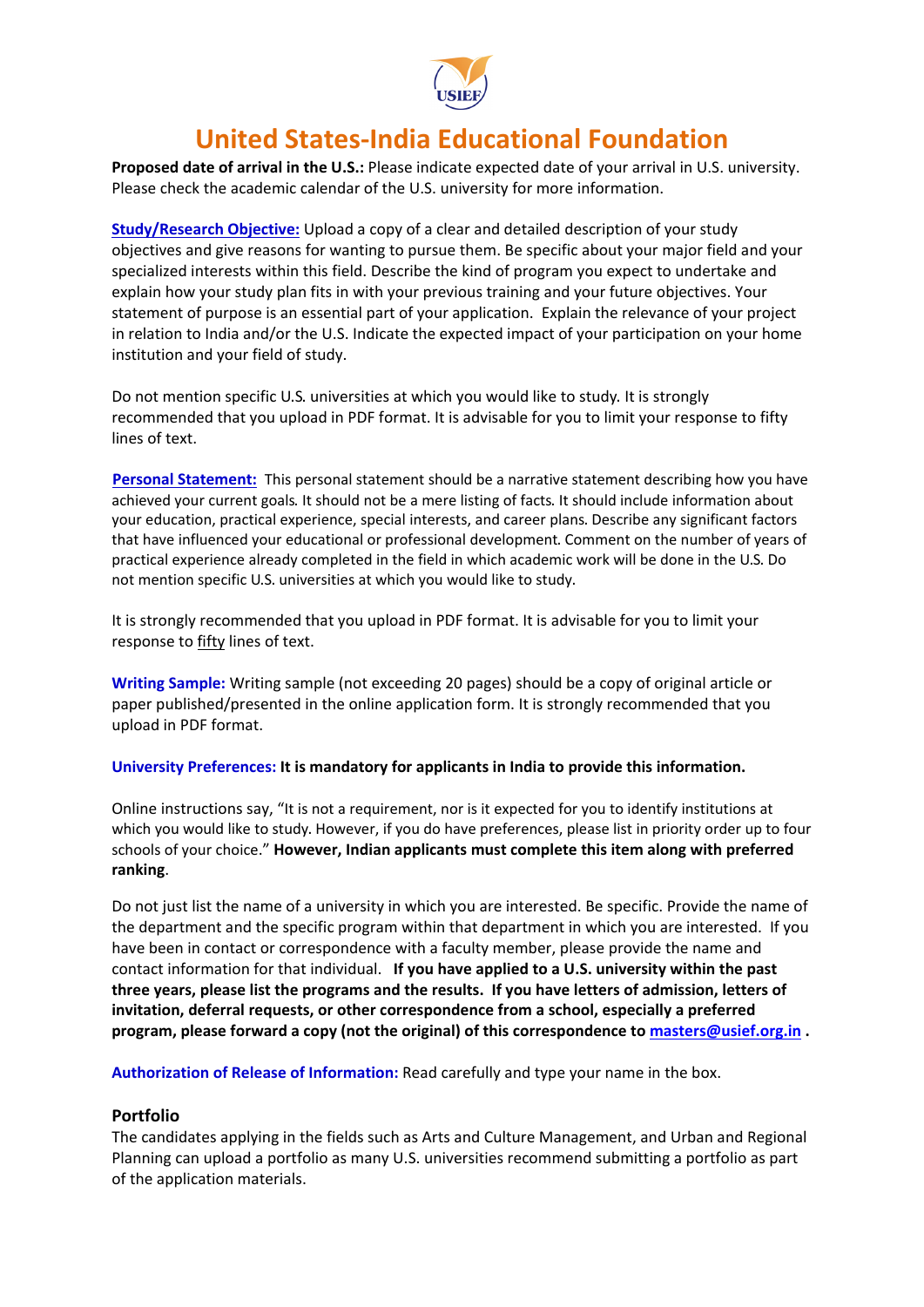# United States-India Educational Foundation

**Proposed date of arrival in the U.S.:** Please indicate expected date of your arrival in U.S. university. Please check the academic calendar of the U.S. university for more information.

**Study/Research Objective:** Upload a copy of a clear and detailed description of your study objectives and give reasons for wanting to pursue them. Be specific about your major field and your specialized interests within this field. Describe the kind of program you expect to undertake and explain how your study plan fits in with your previous training and your future objectives. Your statement of purpose is an essential part of your application. Explain the relevance of your project in relation to India and/or the U.S. Indicate the expected impact of your participation on your home institution and your field of study.

Do not mention specific U.S. universities at which you would like to study. It is strongly recommended that you upload in PDF format. It is advisable for you to limit your response to fifty lines of text.

**Personal Statement:** This personal statement should be a narrative statement describing how you have achieved your current goals. It should not be a mere listing of facts. It should include information about your education, practical experience, special interests, and career plans. Describe any significant factors that have influenced your educational or professional development. Comment on the number of years of practical experience already completed in the field in which academic work will be done in the U.S. Do not mention specific U.S. universities at which you would like to study.

It is strongly recommended that you upload in PDF format. It is advisable for you to limit your response to fifty lines of text.

**Writing Sample:** Writing sample (not exceeding 20 pages) should be a copy of original article or paper published/presented in the online application form. It is strongly recommended that you upload in PDF format.

**University Preferences: It is mandatory for applicants in India to provide this information.**

Online instructions say, "It is not a requirement, nor is it expected for you to identify institutions at which you would like to study. However, if you do have preferences, please list in priority order up to four schools of your choice." **However, Indian applicants must complete this item along with preferred ranking**.

Do not just list the name of a university in which you are interested. Be specific. Provide the name of the department and the specific program within that department in which you are interested. If you have been in contact or correspondence with a faculty member, please provide the name and contact information for that individual. **If you have applied to a U.S. university within the past three years, please list the programs and the results. If you have letters of admission, letters of invitation, deferral requests, or other correspondence from a school, especially a preferred program, please forward a copy (not the original) of this correspondence to masters@usief.org.in .**

**Authorization of Release of Information:** Read carefully and type your name in the box.

## Portfolio

The candidates applying in the fields such as Arts and Culture Management, and Urban and Regional Planning can upload a portfolio as many U.S. universities recommend submitting a portfolio as part of the application materials.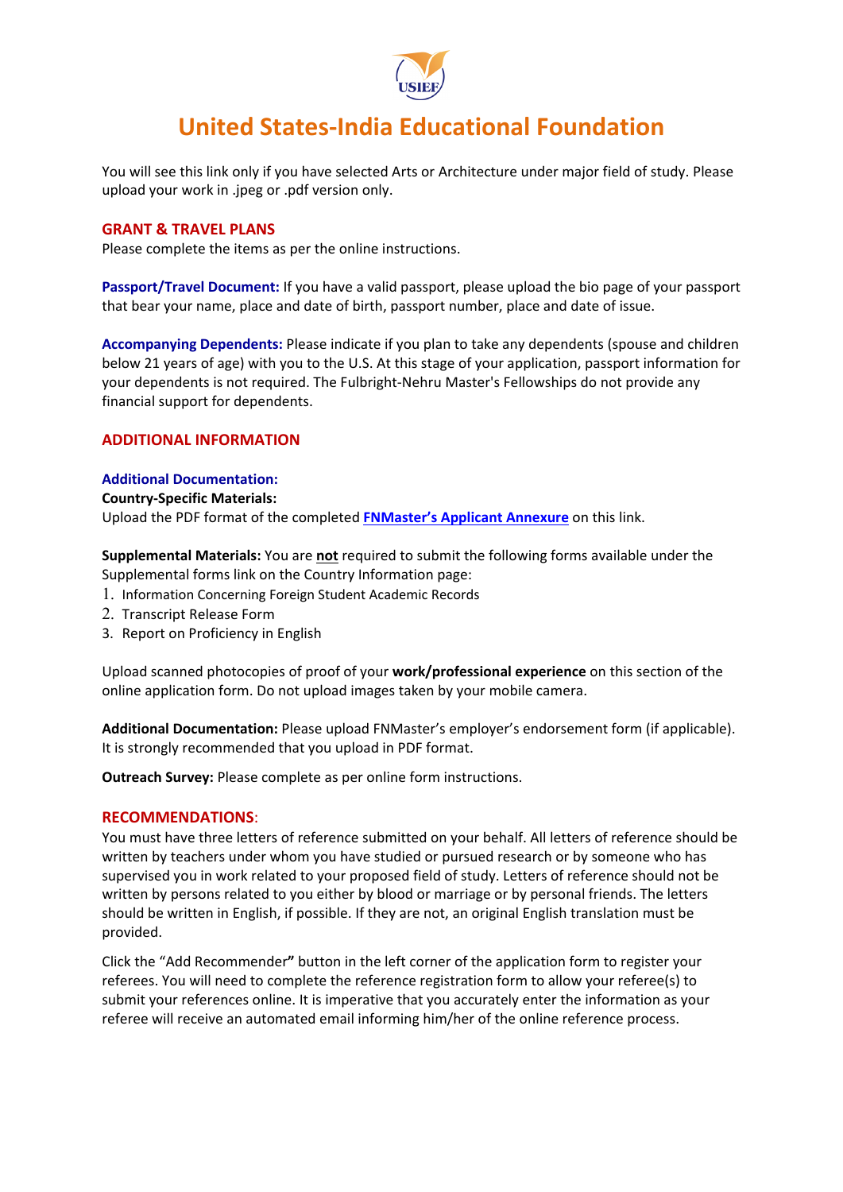# United States-India Educational Foundation

You will see this link only if you have selected Arts or Architecture under major field of study. Please upload your work in .jpeg or .pdf version only.

## GRANT & TRAVEL PLANS

Please complete the items as per the online instructions.

**Passport/Travel Document:** If you have a valid passport, please upload the bio page of your passport that bear your name, place and date of birth, passport number, place and date of issue.

**Accompanying Dependents:** Please indicate if you plan to take any dependents (spouse and children below 21 years of age) with you to the U.S. At this stage of your application, passport information for your dependents is not required. The Fulbright-Nehru Master's Fellowships do not provide any financial support for dependents.

## ADDITIONAL INFORMATION

**Additional Documentation:**

**Country-Specific Materials:**

Upload the PDF format of the completed **FNMaster's Applicant Annexure** on this link.

**Supplemental Materials:** You are **not** required to submit the following forms available under the Supplemental forms link on the Country Information page:

1. Information Concerning Foreign Student Academic Records
2. Transcript Release Form
3. Report on Proficiency in English

Upload scanned photocopies of proof of your **work/professional experience** on this section of the online application form. Do not upload images taken by your mobile camera.

**Additional Documentation:** Please upload FNMaster's employer's endorsement form (if applicable). It is strongly recommended that you upload in PDF format.

**Outreach Survey:** Please complete as per online form instructions.

## RECOMMENDATIONS:

You must have three letters of reference submitted on your behalf. All letters of reference should be written by teachers under whom you have studied or pursued research or by someone who has supervised you in work related to your proposed field of study. Letters of reference should not be written by persons related to you either by blood or marriage or by personal friends. The letters should be written in English, if possible. If they are not, an original English translation must be provided.

Click the "Add Recommender**"** button in the left corner of the application form to register your referees. You will need to complete the reference registration form to allow your referee(s) to submit your references online. It is imperative that you accurately enter the information as your referee will receive an automated email informing him/her of the online reference process.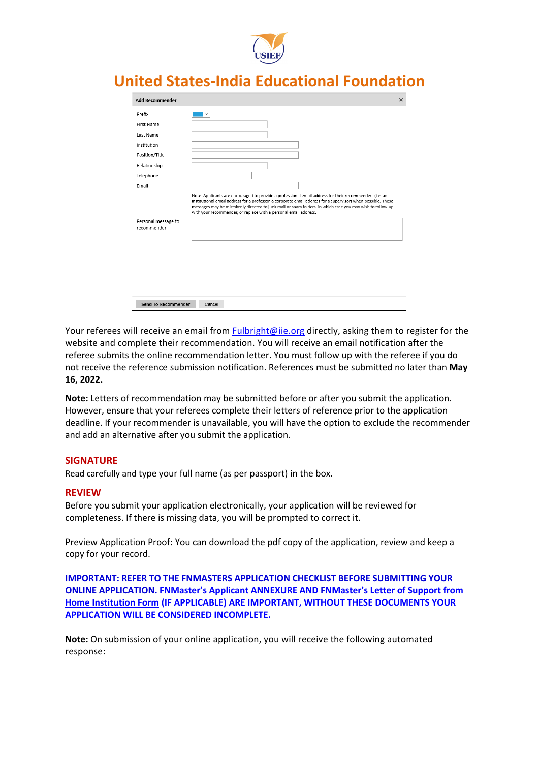# United States-India Educational Foundation

**Add Recommender**

| | |
|---|---|
| Prefix | |
| First Name | |
| Last Name | |
| Institution | |
| Position/Title | |
| Relationship | |
| Telephone | |
| Email | |
| | Note: Applicants are encouraged to provide a professional email address for their recommenders (i.e. an institutional email address for a professor, a corporate email address for a supervisor) when possible. These messages may be mistakenly directed to junk mail or spam folders, in which case you may wish to follow-up with your recommender, or replace with a personal email address. |
| Personal message to recommender | |

Send To Recommender | Cancel

Your referees will receive an email from Fulbright@iie.org directly, asking them to register for the website and complete their recommendation. You will receive an email notification after the referee submits the online recommendation letter. You must follow up with the referee if you do not receive the reference submission notification. References must be submitted no later than **May 16, 2022.**

**Note:** Letters of recommendation may be submitted before or after you submit the application. However, ensure that your referees complete their letters of reference prior to the application deadline. If your recommender is unavailable, you will have the option to exclude the recommender and add an alternative after you submit the application.

## SIGNATURE

Read carefully and type your full name (as per passport) in the box.

## REVIEW

Before you submit your application electronically, your application will be reviewed for completeness. If there is missing data, you will be prompted to correct it.

Preview Application Proof: You can download the pdf copy of the application, review and keep a copy for your record.

**IMPORTANT: REFER TO THE FNMASTERS APPLICATION CHECKLIST BEFORE SUBMITTING YOUR ONLINE APPLICATION. FNMaster's Applicant ANNEXURE AND FNMaster's Letter of Support from Home Institution Form (IF APPLICABLE) ARE IMPORTANT, WITHOUT THESE DOCUMENTS YOUR APPLICATION WILL BE CONSIDERED INCOMPLETE.**

**Note:** On submission of your online application, you will receive the following automated response: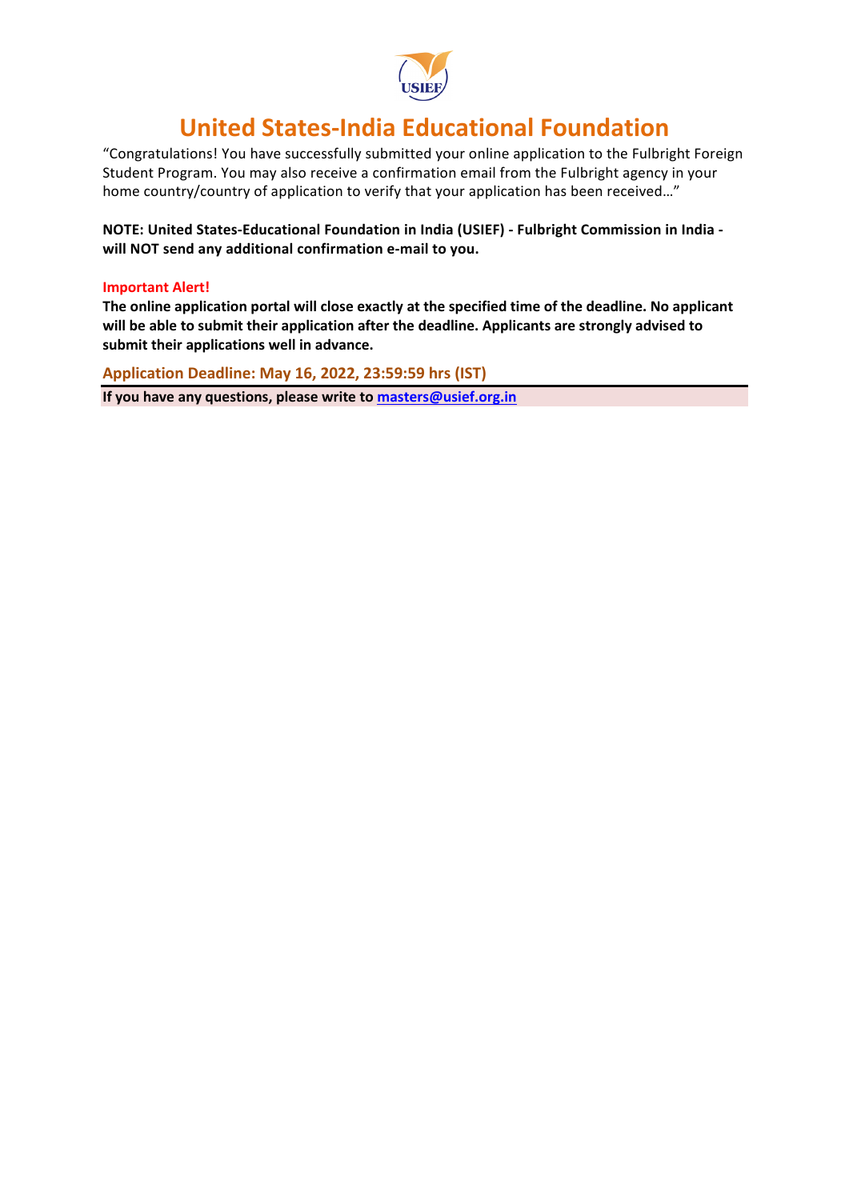# United States-India Educational Foundation

"Congratulations! You have successfully submitted your online application to the Fulbright Foreign Student Program. You may also receive a confirmation email from the Fulbright agency in your home country/country of application to verify that your application has been received…"

**NOTE: United States-Educational Foundation in India (USIEF) - Fulbright Commission in India - will NOT send any additional confirmation e-mail to you.**

**Important Alert!**

**The online application portal will close exactly at the specified time of the deadline. No applicant will be able to submit their application after the deadline. Applicants are strongly advised to submit their applications well in advance.**

**Application Deadline: May 16, 2022, 23:59:59 hrs (IST)**

**If you have any questions, please write to masters@usief.org.in**